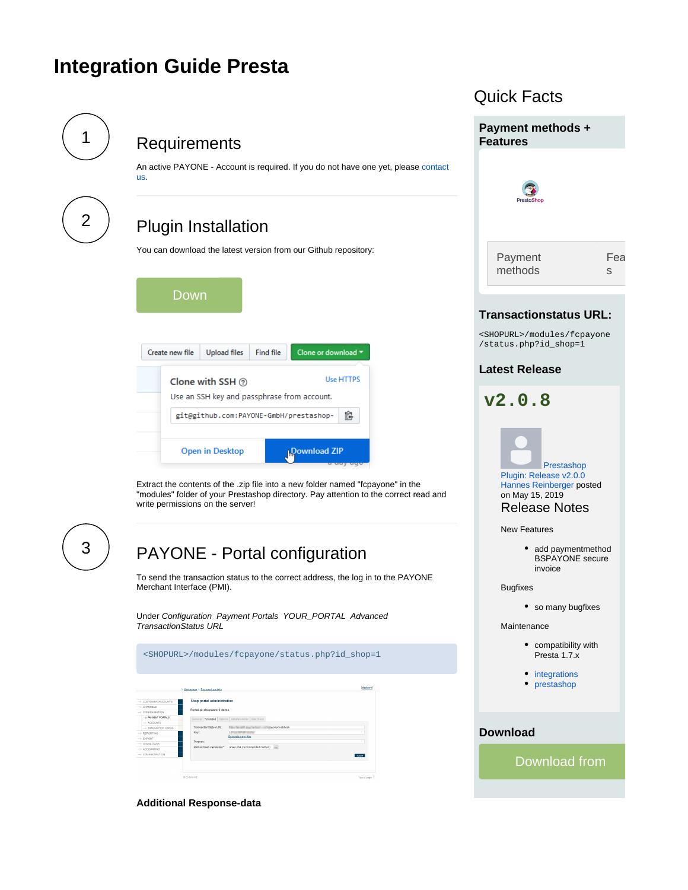# Integration Guide Presta

## 1 Requirements

An active PAYONE - Account is required. If you do not have one yet, please contact us.

## 2 Plugin Installation

You can download the latest version from our Github repository:

Down

Create new file | Upload files | Find file | Clone or download

Clone with SSH | Use HTTPS

Use an SSH key and passphrase from account.

git@github.com:PAYONE-GmbH/prestashop-

Open in Desktop | Download ZIP

Extract the contents of the .zip file into a new folder named "fcpayone" in the "modules" folder of your Prestashop directory. Pay attention to the correct read and write permissions on the server!

## 3 PAYONE - Portal configuration

To send the transaction status to the correct address, the log in to the PAYONE Merchant Interface (PMI).

Under *Configuration Payment Portals YOUR_PORTAL Advanced TransactionStatus URL*

```
<SHOPURL>/modules/fcpayone/status.php?id_shop=1
```

**Additional Response-data**

## Quick Facts

### Payment methods + Features

PrestaShop

| Payment methods | Features |
|---|---|

### Transactionstatus URL:

```
<SHOPURL>/modules/fcpayone/status.php?id_shop=1
```

### Latest Release

**v2.0.8**

Prestashop Plugin: Release v2.0.0
Hannes Reinberger posted on May 15, 2019

### Release Notes

New Features

- add paymentmethod BSPAYONE secure invoice

Bugfixes

- so many bugfixes

Maintenance

- compatibility with Presta 1.7.x

- integrations
- prestashop

### Download

Download from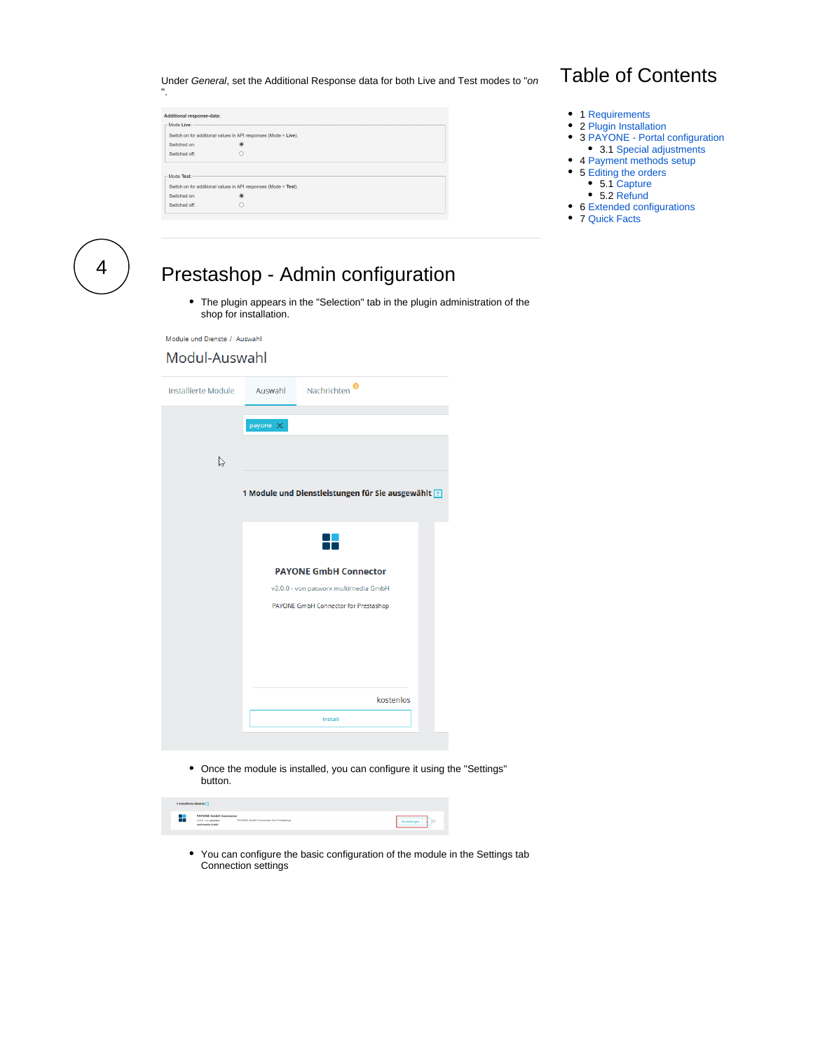Under *General*, set the Additional Response data for both Live and Test modes to "*on*".

# Table of Contents

- 1 Requirements
- 2 Plugin Installation
- 3 PAYONE - Portal configuration
  - 3.1 Special adjustments
- 4 Payment methods setup
- 5 Editing the orders
  - 5.1 Capture
  - 5.2 Refund
- 6 Extended configurations
- 7 Quick Facts

## 4 Prestashop - Admin configuration

- The plugin appears in the "Selection" tab in the plugin administration of the shop for installation.

- Once the module is installed, you can configure it using the "Settings" button.

- You can configure the basic configuration of the module in the Settings tab Connection settings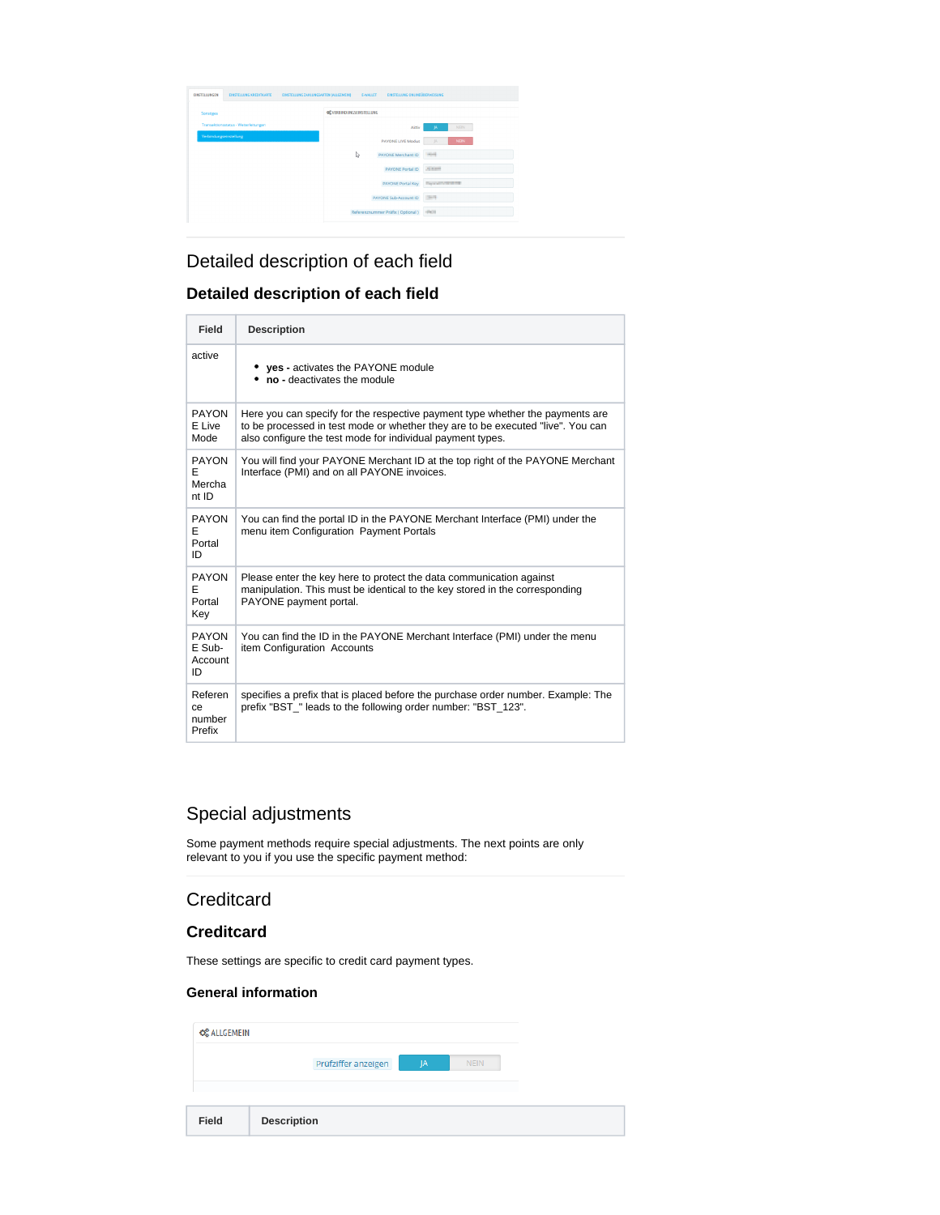## Detailed description of each field

### Detailed description of each field

| Field | Description |
|---|---|
| active | • **yes -** activates the PAYONE module<br>• **no -** deactivates the module |
| PAYONE Live Mode | Here you can specify for the respective payment type whether the payments are to be processed in test mode or whether they are to be executed "live". You can also configure the test mode for individual payment types. |
| PAYONE Merchant ID | You will find your PAYONE Merchant ID at the top right of the PAYONE Merchant Interface (PMI) and on all PAYONE invoices. |
| PAYONE Portal ID | You can find the portal ID in the PAYONE Merchant Interface (PMI) under the menu item Configuration  Payment Portals |
| PAYONE Portal Key | Please enter the key here to protect the data communication against manipulation. This must be identical to the key stored in the corresponding PAYONE payment portal. |
| PAYONE Sub-Account ID | You can find the ID in the PAYONE Merchant Interface (PMI) under the menu item Configuration  Accounts |
| Reference number Prefix | specifies a prefix that is placed before the purchase order number. Example: The prefix "BST_" leads to the following order number: "BST_123". |

## Special adjustments

Some payment methods require special adjustments. The next points are only relevant to you if you use the specific payment method:

## Creditcard

### Creditcard

These settings are specific to credit card payment types.

#### General information

| Field | Description |
|---|---|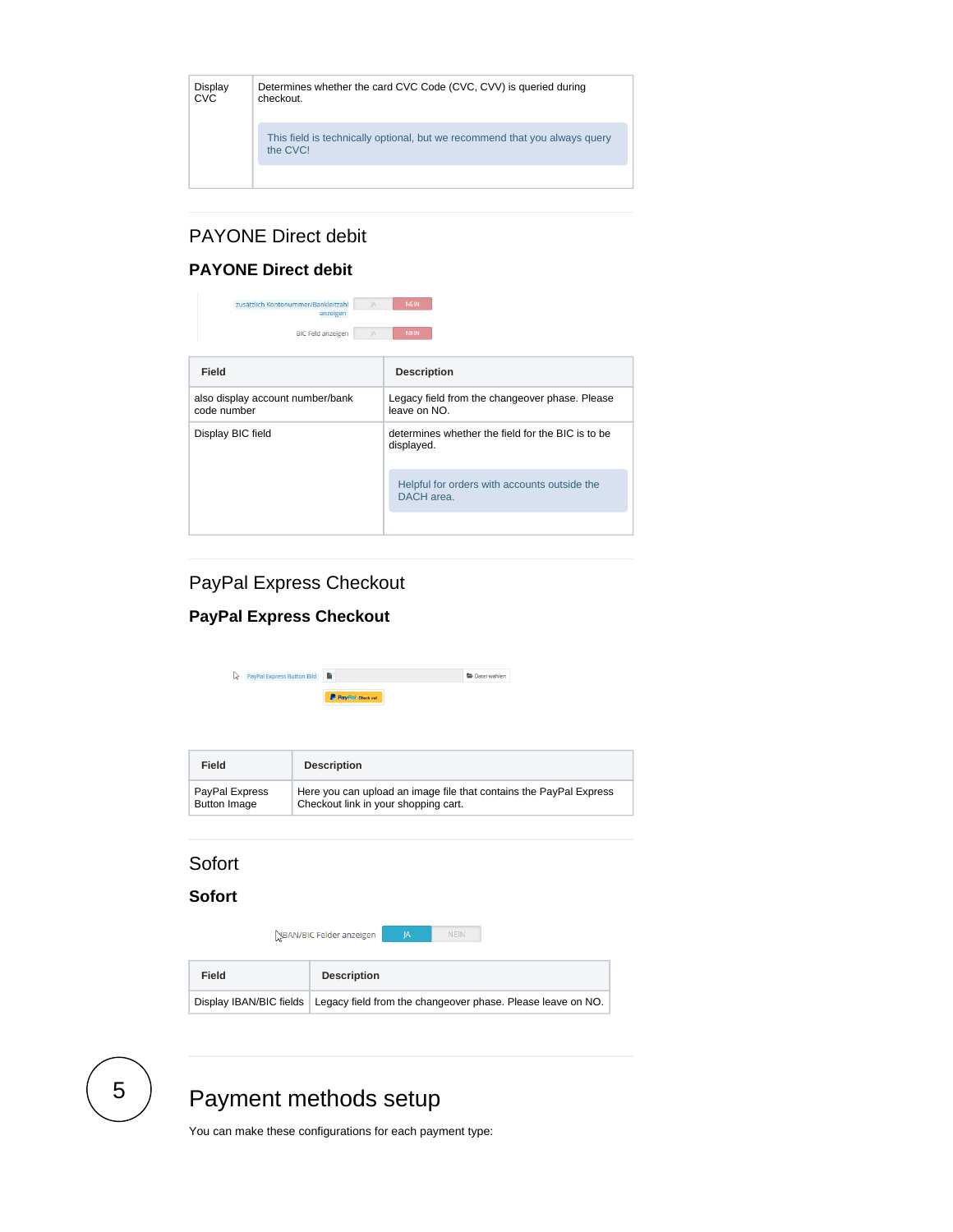| Display CVC | Determines whether the card CVC Code (CVC, CVV) is queried during checkout.<br><br>This field is technically optional, but we recommend that you always query the CVC! |
|---|---|

## PAYONE Direct debit

### PAYONE Direct debit

| Field | Description |
|---|---|
| also display account number/bank code number | Legacy field from the changeover phase. Please leave on NO. |
| Display BIC field | determines whether the field for the BIC is to be displayed.<br><br>Helpful for orders with accounts outside the DACH area. |

## PayPal Express Checkout

### PayPal Express Checkout

| Field | Description |
|---|---|
| PayPal Express Button Image | Here you can upload an image file that contains the PayPal Express Checkout link in your shopping cart. |

## Sofort

### Sofort

| Field | Description |
|---|---|
| Display IBAN/BIC fields | Legacy field from the changeover phase. Please leave on NO. |

# 5 Payment methods setup

You can make these configurations for each payment type: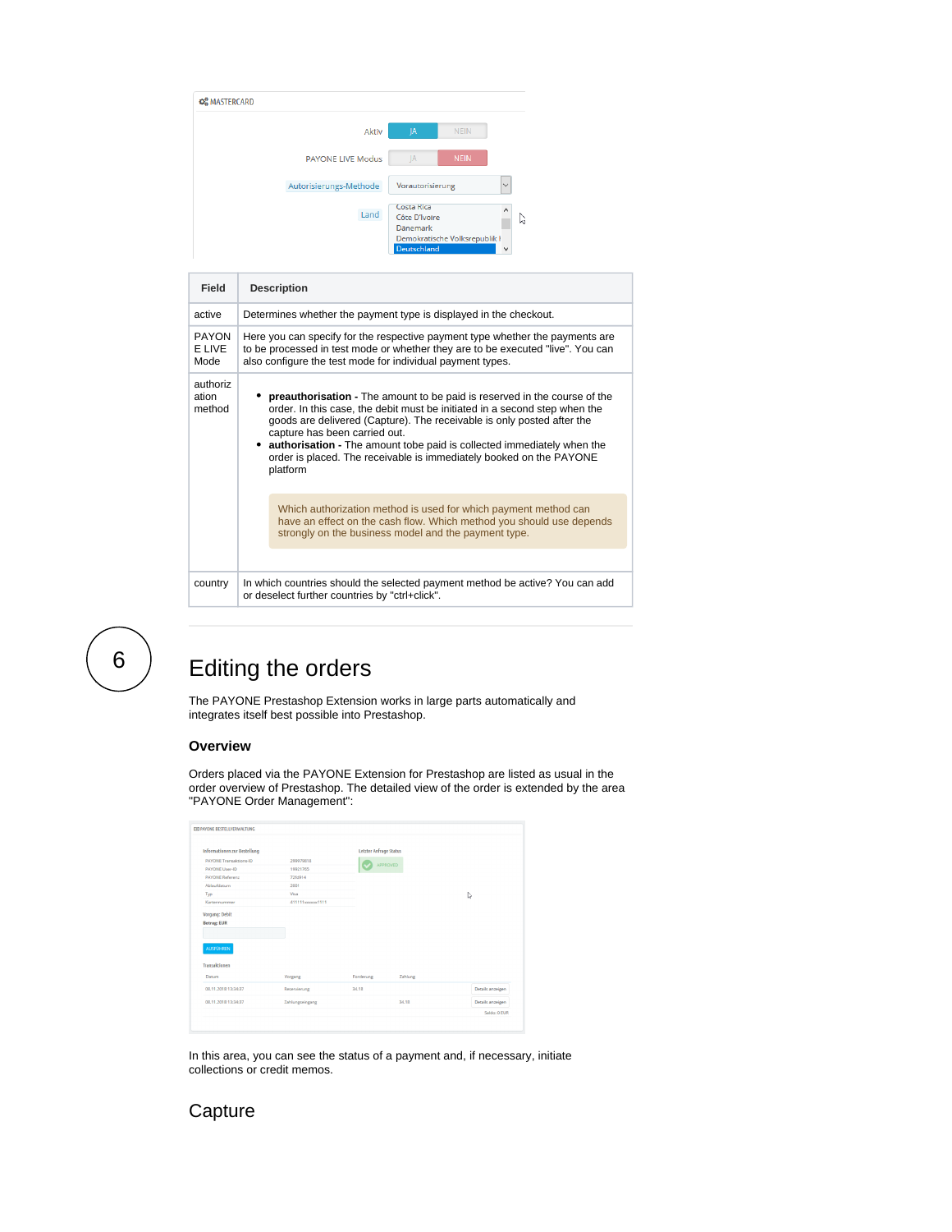| Field | Description |
| --- | --- |
| active | Determines whether the payment type is displayed in the checkout. |
| PAYONE LIVE Mode | Here you can specify for the respective payment type whether the payments are to be processed in test mode or whether they are to be executed "live". You can also configure the test mode for individual payment types. |
| authorization method | • **preauthorisation -** The amount to be paid is reserved in the course of the order. In this case, the debit must be initiated in a second step when the goods are delivered (Capture). The receivable is only posted after the capture has been carried out. • **authorisation -** The amount tobe paid is collected immediately when the order is placed. The receivable is immediately booked on the PAYONE platform<br><br>Which authorization method is used for which payment method can have an effect on the cash flow. Which method you should use depends strongly on the business model and the payment type. |
| country | In which countries should the selected payment method be active? You can add or deselect further countries by "ctrl+click". |

# 6 Editing the orders

The PAYONE Prestashop Extension works in large parts automatically and integrates itself best possible into Prestashop.

### Overview

Orders placed via the PAYONE Extension for Prestashop are listed as usual in the order overview of Prestashop. The detailed view of the order is extended by the area "PAYONE Order Management":

In this area, you can see the status of a payment and, if necessary, initiate collections or credit memos.

## Capture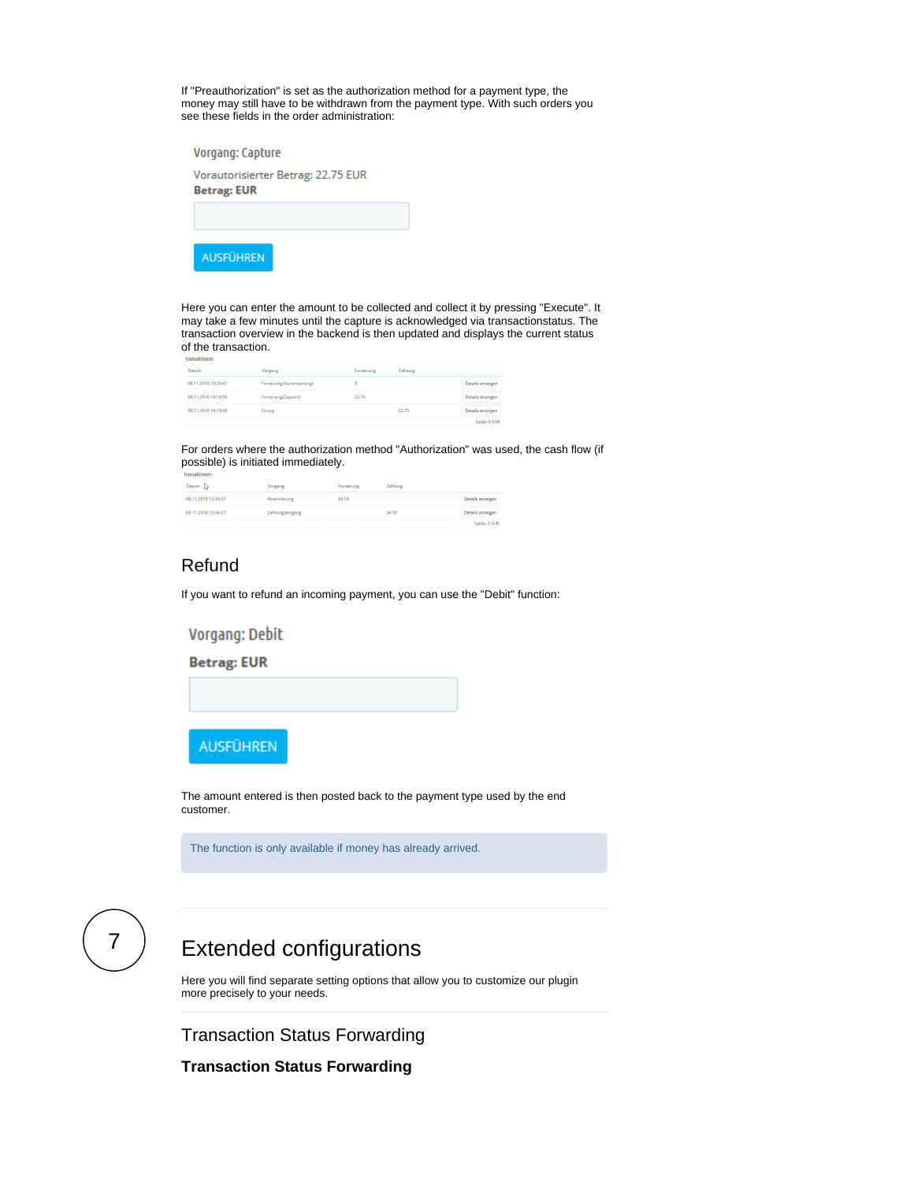If "Preauthorization" is set as the authorization method for a payment type, the money may still have to be withdrawn from the payment type. With such orders you see these fields in the order administration:

Vorgang: Capture

Vorautorisierter Betrag: 22.75 EUR

**Betrag: EUR**

AUSFÜHREN

Here you can enter the amount to be collected and collect it by pressing "Execute". It may take a few minutes until the capture is acknowledged via transactionstatus. The transaction overview in the backend is then updated and displays the current status of the transaction.

Transaktionen

| Datum | Vorgang | Forderung | Zahlung | |
|---|---|---|---|---|
| 08.11.2018 13:30:42 | Forderung (Autorisierung) | 0 | | Details anzeigen |
| 08.11.2018 14:10:58 | Forderung(Capture) | 22.75 | | Details anzeigen |
| 08.11.2018 14:10:58 | Einzug | | 22.75 | Details anzeigen |
| | | | | Saldo: 0 EUR |

For orders where the authorization method "Authorization" was used, the cash flow (if possible) is initiated immediately.

Transaktionen

| Datum | Vorgang | Forderung | Zahlung | |
|---|---|---|---|---|
| 08.11.2018 13:34:37 | Reservierung | 34.18 | | Details anzeigen |
| 08.11.2018 13:34:37 | Zahlungseingang | | 34.18 | Details anzeigen |
| | | | | Saldo: 0 EUR |

## Refund

If you want to refund an incoming payment, you can use the "Debit" function:

Vorgang: Debit

**Betrag: EUR**

AUSFÜHREN

The amount entered is then posted back to the payment type used by the end customer.

> The function is only available if money has already arrived.

7

# Extended configurations

Here you will find separate setting options that allow you to customize our plugin more precisely to your needs.

## Transaction Status Forwarding

**Transaction Status Forwarding**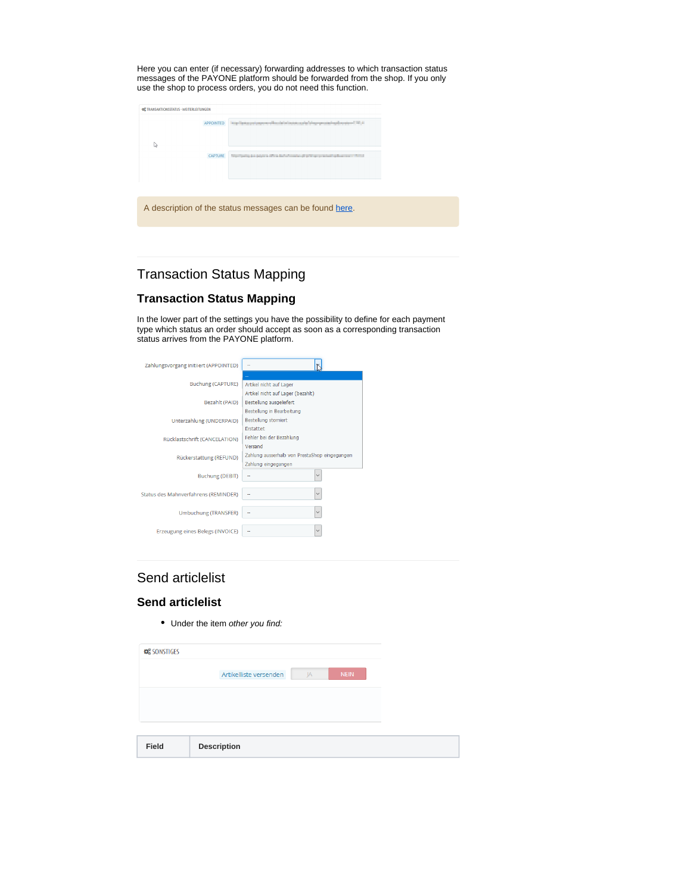Here you can enter (if necessary) forwarding addresses to which transaction status messages of the PAYONE platform should be forwarded from the shop. If you only use the shop to process orders, you do not need this function.

A description of the status messages can be found [here](here).

# Transaction Status Mapping

## Transaction Status Mapping

In the lower part of the settings you have the possibility to define for each payment type which status an order should accept as soon as a corresponding transaction status arrives from the PAYONE platform.

# Send articlelist

## Send articlelist

- Under the item *other you find:*

| Field | Description |
|---|---|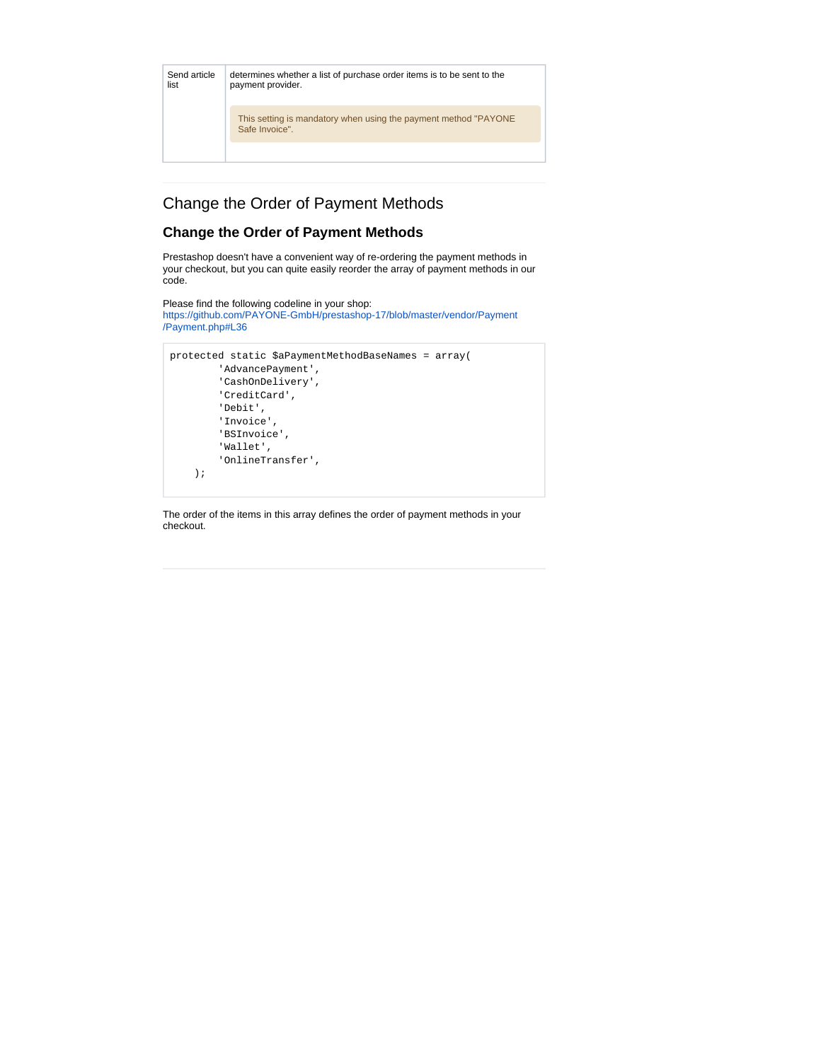| | |
|---|---|
| Send article list | determines whether a list of purchase order items is to be sent to the payment provider.<br><br>This setting is mandatory when using the payment method "PAYONE Safe Invoice". |

# Change the Order of Payment Methods

## Change the Order of Payment Methods

Prestashop doesn't have a convenient way of re-ordering the payment methods in your checkout, but you can quite easily reorder the array of payment methods in our code.

Please find the following codeline in your shop:
https://github.com/PAYONE-GmbH/prestashop-17/blob/master/vendor/Payment/Payment.php#L36

```
protected static $aPaymentMethodBaseNames = array(
        'AdvancePayment',
        'CashOnDelivery',
        'CreditCard',
        'Debit',
        'Invoice',
        'BSInvoice',
        'Wallet',
        'OnlineTransfer',
    );
```

The order of the items in this array defines the order of payment methods in your checkout.